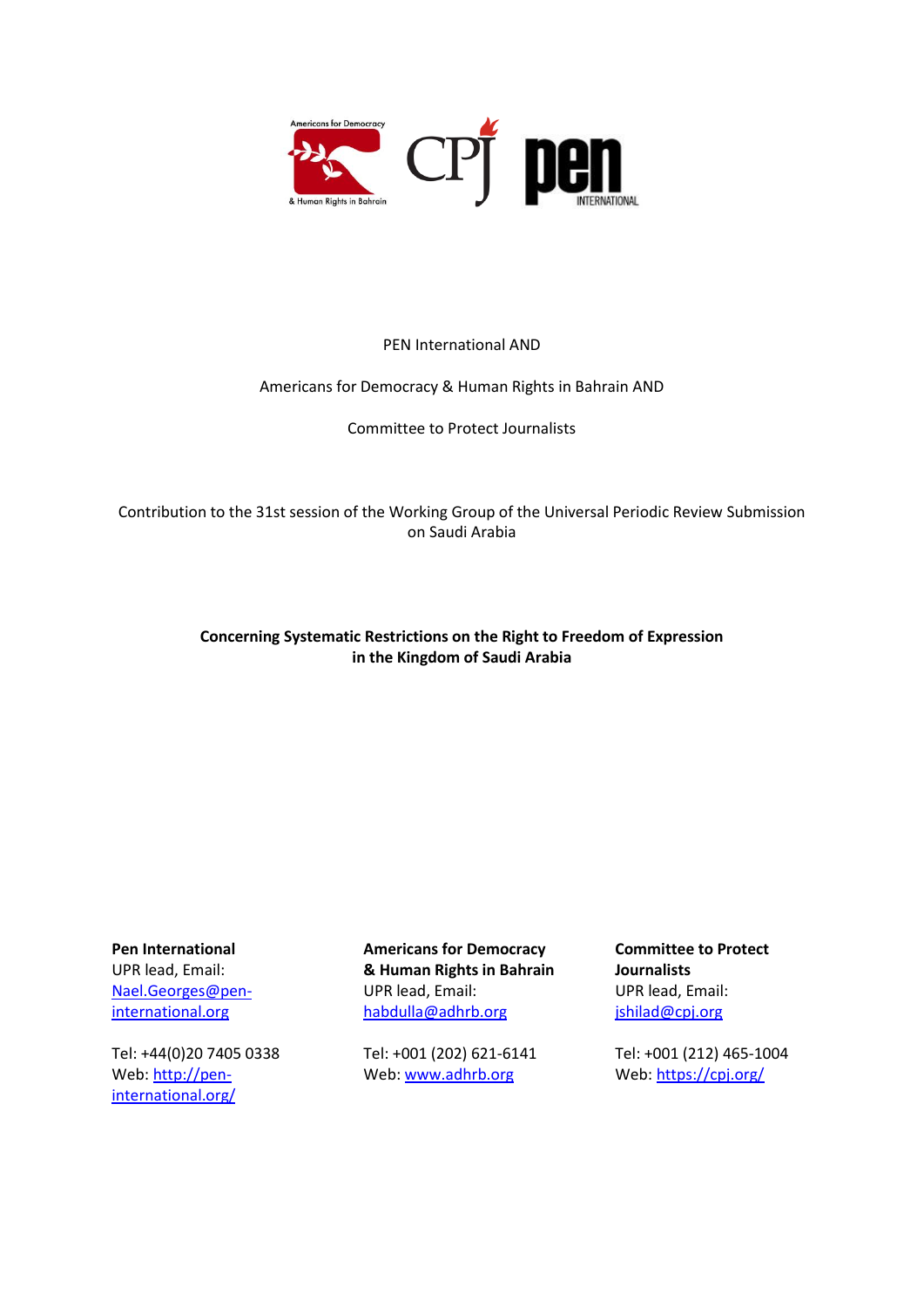PEN International AND

Americans for Democracy & Human Rights in Bahrain AND

Committee to Protect Journalists

Contribution to the 31st session of the Working Group of the Universal Periodic Review Submission on Saudi Arabia

**Concerning Systematic Restrictions on the Right to Freedom of Expression in the Kingdom of Saudi Arabia**

**Pen International**
UPR lead, Email: [Nael.Georges@pen-international.org](mailto:Nael.Georges@pen-international.org)

Tel: +44(0)20 7405 0338
Web: [http://pen-international.org/](http://pen-international.org/)

**Americans for Democracy & Human Rights in Bahrain**
UPR lead, Email: [habdulla@adhrb.org](mailto:habdulla@adhrb.org)

Tel: +001 (202) 621-6141
Web: [www.adhrb.org](http://www.adhrb.org)

**Committee to Protect Journalists**
UPR lead, Email: [jshilad@cpj.org](mailto:jshilad@cpj.org)

Tel: +001 (212) 465-1004
Web: [https://cpj.org/](https://cpj.org/)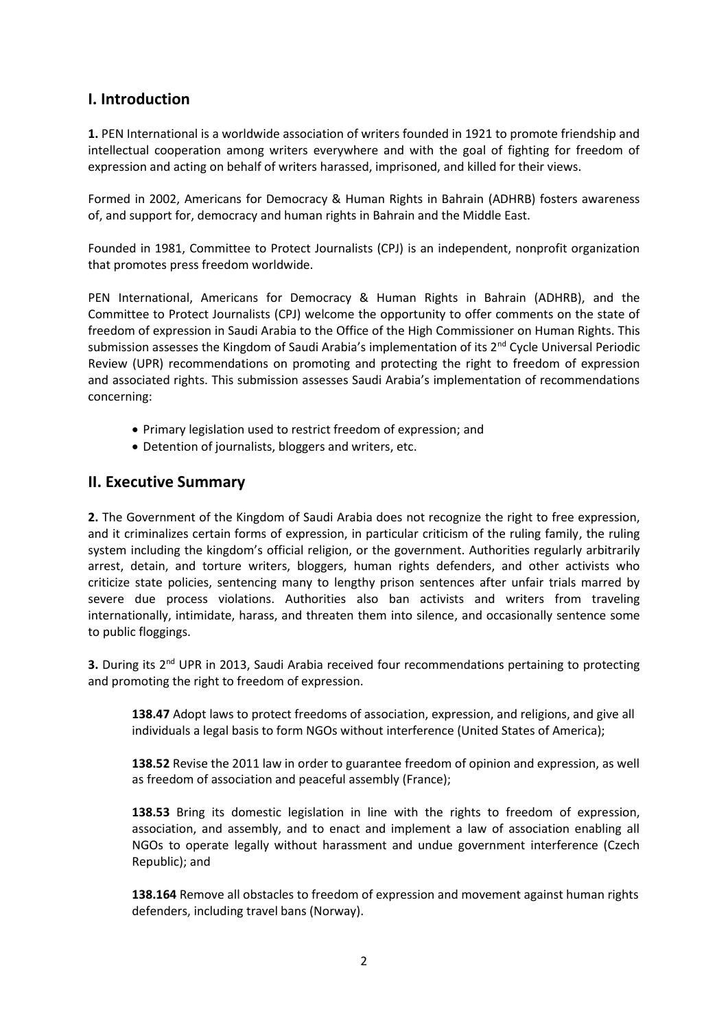## I. Introduction

**1.** PEN International is a worldwide association of writers founded in 1921 to promote friendship and intellectual cooperation among writers everywhere and with the goal of fighting for freedom of expression and acting on behalf of writers harassed, imprisoned, and killed for their views.

Formed in 2002, Americans for Democracy & Human Rights in Bahrain (ADHRB) fosters awareness of, and support for, democracy and human rights in Bahrain and the Middle East.

Founded in 1981, Committee to Protect Journalists (CPJ) is an independent, nonprofit organization that promotes press freedom worldwide.

PEN International, Americans for Democracy & Human Rights in Bahrain (ADHRB), and the Committee to Protect Journalists (CPJ) welcome the opportunity to offer comments on the state of freedom of expression in Saudi Arabia to the Office of the High Commissioner on Human Rights. This submission assesses the Kingdom of Saudi Arabia's implementation of its 2nd Cycle Universal Periodic Review (UPR) recommendations on promoting and protecting the right to freedom of expression and associated rights. This submission assesses Saudi Arabia's implementation of recommendations concerning:

- Primary legislation used to restrict freedom of expression; and
- Detention of journalists, bloggers and writers, etc.

## II. Executive Summary

**2.** The Government of the Kingdom of Saudi Arabia does not recognize the right to free expression, and it criminalizes certain forms of expression, in particular criticism of the ruling family, the ruling system including the kingdom's official religion, or the government. Authorities regularly arbitrarily arrest, detain, and torture writers, bloggers, human rights defenders, and other activists who criticize state policies, sentencing many to lengthy prison sentences after unfair trials marred by severe due process violations. Authorities also ban activists and writers from traveling internationally, intimidate, harass, and threaten them into silence, and occasionally sentence some to public floggings.

**3.** During its 2nd UPR in 2013, Saudi Arabia received four recommendations pertaining to protecting and promoting the right to freedom of expression.

> **138.47** Adopt laws to protect freedoms of association, expression, and religions, and give all individuals a legal basis to form NGOs without interference (United States of America);
>
> **138.52** Revise the 2011 law in order to guarantee freedom of opinion and expression, as well as freedom of association and peaceful assembly (France);
>
> **138.53** Bring its domestic legislation in line with the rights to freedom of expression, association, and assembly, and to enact and implement a law of association enabling all NGOs to operate legally without harassment and undue government interference (Czech Republic); and
>
> **138.164** Remove all obstacles to freedom of expression and movement against human rights defenders, including travel bans (Norway).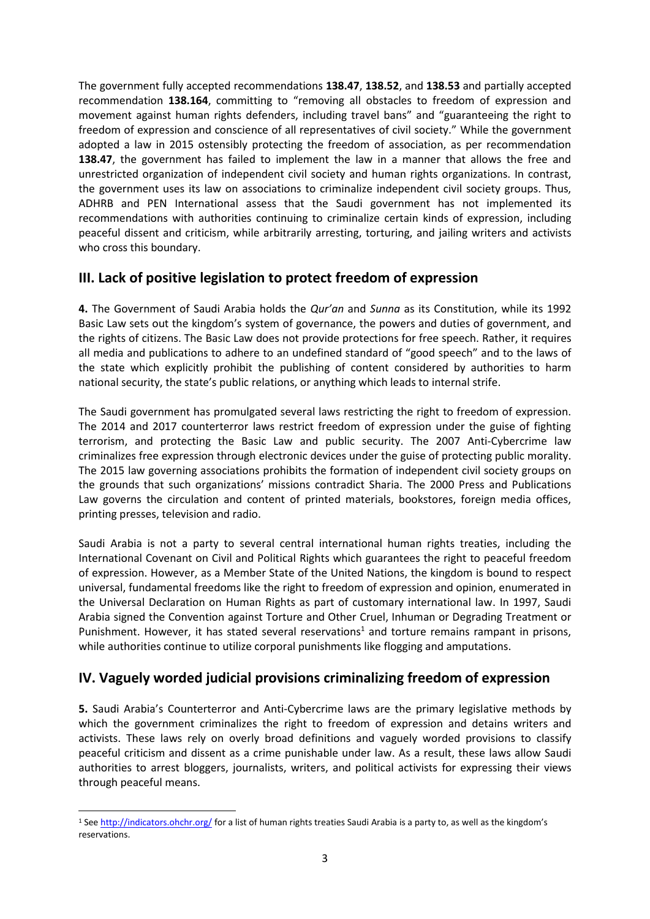The government fully accepted recommendations **138.47**, **138.52**, and **138.53** and partially accepted recommendation **138.164**, committing to "removing all obstacles to freedom of expression and movement against human rights defenders, including travel bans" and "guaranteeing the right to freedom of expression and conscience of all representatives of civil society." While the government adopted a law in 2015 ostensibly protecting the freedom of association, as per recommendation **138.47**, the government has failed to implement the law in a manner that allows the free and unrestricted organization of independent civil society and human rights organizations. In contrast, the government uses its law on associations to criminalize independent civil society groups. Thus, ADHRB and PEN International assess that the Saudi government has not implemented its recommendations with authorities continuing to criminalize certain kinds of expression, including peaceful dissent and criticism, while arbitrarily arresting, torturing, and jailing writers and activists who cross this boundary.

## III. Lack of positive legislation to protect freedom of expression

**4.** The Government of Saudi Arabia holds the *Qur'an* and *Sunna* as its Constitution, while its 1992 Basic Law sets out the kingdom's system of governance, the powers and duties of government, and the rights of citizens. The Basic Law does not provide protections for free speech. Rather, it requires all media and publications to adhere to an undefined standard of "good speech" and to the laws of the state which explicitly prohibit the publishing of content considered by authorities to harm national security, the state's public relations, or anything which leads to internal strife.

The Saudi government has promulgated several laws restricting the right to freedom of expression. The 2014 and 2017 counterterror laws restrict freedom of expression under the guise of fighting terrorism, and protecting the Basic Law and public security. The 2007 Anti-Cybercrime law criminalizes free expression through electronic devices under the guise of protecting public morality. The 2015 law governing associations prohibits the formation of independent civil society groups on the grounds that such organizations' missions contradict Sharia. The 2000 Press and Publications Law governs the circulation and content of printed materials, bookstores, foreign media offices, printing presses, television and radio.

Saudi Arabia is not a party to several central international human rights treaties, including the International Covenant on Civil and Political Rights which guarantees the right to peaceful freedom of expression. However, as a Member State of the United Nations, the kingdom is bound to respect universal, fundamental freedoms like the right to freedom of expression and opinion, enumerated in the Universal Declaration on Human Rights as part of customary international law. In 1997, Saudi Arabia signed the Convention against Torture and Other Cruel, Inhuman or Degrading Treatment or Punishment. However, it has stated several reservations[1] and torture remains rampant in prisons, while authorities continue to utilize corporal punishments like flogging and amputations.

## IV. Vaguely worded judicial provisions criminalizing freedom of expression

**5.** Saudi Arabia's Counterterror and Anti-Cybercrime laws are the primary legislative methods by which the government criminalizes the right to freedom of expression and detains writers and activists. These laws rely on overly broad definitions and vaguely worded provisions to classify peaceful criticism and dissent as a crime punishable under law. As a result, these laws allow Saudi authorities to arrest bloggers, journalists, writers, and political activists for expressing their views through peaceful means.

---

[1] See http://indicators.ohchr.org/ for a list of human rights treaties Saudi Arabia is a party to, as well as the kingdom's reservations.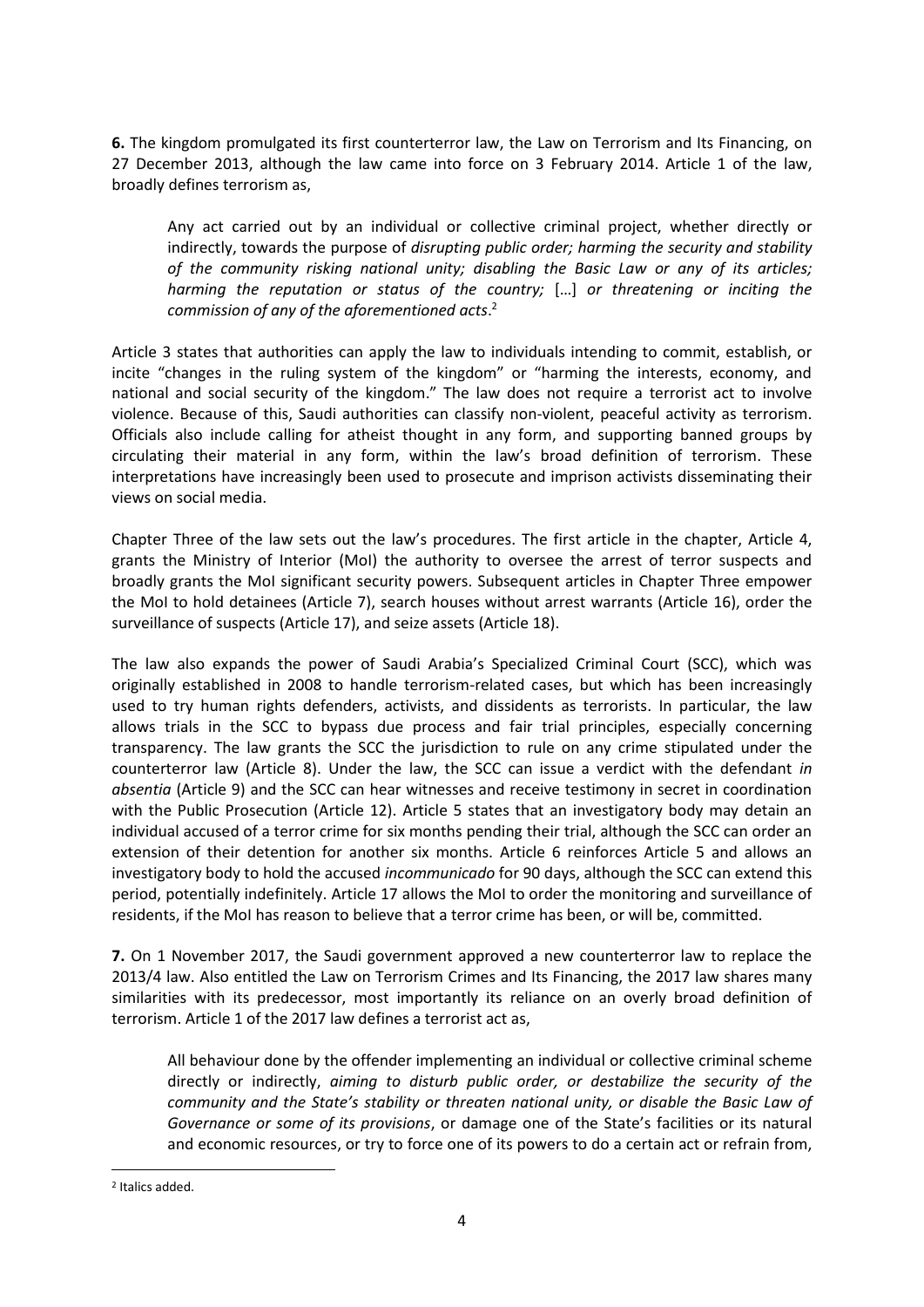**6.** The kingdom promulgated its first counterterror law, the Law on Terrorism and Its Financing, on 27 December 2013, although the law came into force on 3 February 2014. Article 1 of the law, broadly defines terrorism as,

> Any act carried out by an individual or collective criminal project, whether directly or indirectly, towards the purpose of *disrupting public order; harming the security and stability of the community risking national unity; disabling the Basic Law or any of its articles; harming the reputation or status of the country;* […] *or threatening or inciting the commission of any of the aforementioned acts*.[2]

Article 3 states that authorities can apply the law to individuals intending to commit, establish, or incite "changes in the ruling system of the kingdom" or "harming the interests, economy, and national and social security of the kingdom." The law does not require a terrorist act to involve violence. Because of this, Saudi authorities can classify non-violent, peaceful activity as terrorism. Officials also include calling for atheist thought in any form, and supporting banned groups by circulating their material in any form, within the law's broad definition of terrorism. These interpretations have increasingly been used to prosecute and imprison activists disseminating their views on social media.

Chapter Three of the law sets out the law's procedures. The first article in the chapter, Article 4, grants the Ministry of Interior (MoI) the authority to oversee the arrest of terror suspects and broadly grants the MoI significant security powers. Subsequent articles in Chapter Three empower the MoI to hold detainees (Article 7), search houses without arrest warrants (Article 16), order the surveillance of suspects (Article 17), and seize assets (Article 18).

The law also expands the power of Saudi Arabia's Specialized Criminal Court (SCC), which was originally established in 2008 to handle terrorism-related cases, but which has been increasingly used to try human rights defenders, activists, and dissidents as terrorists. In particular, the law allows trials in the SCC to bypass due process and fair trial principles, especially concerning transparency. The law grants the SCC the jurisdiction to rule on any crime stipulated under the counterterror law (Article 8). Under the law, the SCC can issue a verdict with the defendant *in absentia* (Article 9) and the SCC can hear witnesses and receive testimony in secret in coordination with the Public Prosecution (Article 12). Article 5 states that an investigatory body may detain an individual accused of a terror crime for six months pending their trial, although the SCC can order an extension of their detention for another six months. Article 6 reinforces Article 5 and allows an investigatory body to hold the accused *incommunicado* for 90 days, although the SCC can extend this period, potentially indefinitely. Article 17 allows the MoI to order the monitoring and surveillance of residents, if the MoI has reason to believe that a terror crime has been, or will be, committed.

**7.** On 1 November 2017, the Saudi government approved a new counterterror law to replace the 2013/4 law. Also entitled the Law on Terrorism Crimes and Its Financing, the 2017 law shares many similarities with its predecessor, most importantly its reliance on an overly broad definition of terrorism. Article 1 of the 2017 law defines a terrorist act as,

> All behaviour done by the offender implementing an individual or collective criminal scheme directly or indirectly, *aiming to disturb public order, or destabilize the security of the community and the State's stability or threaten national unity, or disable the Basic Law of Governance or some of its provisions*, or damage one of the State's facilities or its natural and economic resources, or try to force one of its powers to do a certain act or refrain from,

[2] Italics added.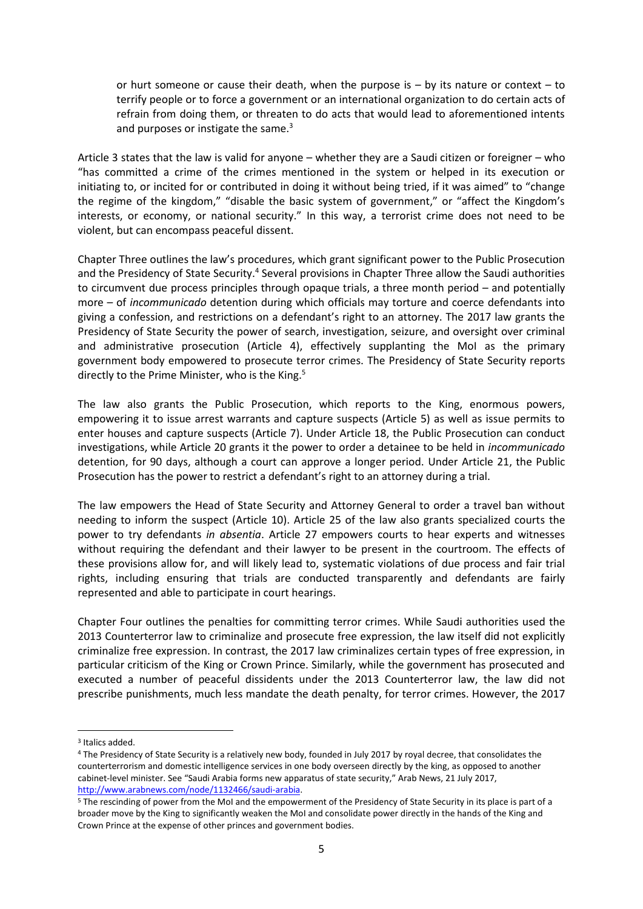> or hurt someone or cause their death, when the purpose is – by its nature or context – to terrify people or to force a government or an international organization to do certain acts of refrain from doing them, or threaten to do acts that would lead to aforementioned intents and purposes or instigate the same.[3]

Article 3 states that the law is valid for anyone – whether they are a Saudi citizen or foreigner – who "has committed a crime of the crimes mentioned in the system or helped in its execution or initiating to, or incited for or contributed in doing it without being tried, if it was aimed" to "change the regime of the kingdom," "disable the basic system of government," or "affect the Kingdom's interests, or economy, or national security." In this way, a terrorist crime does not need to be violent, but can encompass peaceful dissent.

Chapter Three outlines the law's procedures, which grant significant power to the Public Prosecution and the Presidency of State Security.[4] Several provisions in Chapter Three allow the Saudi authorities to circumvent due process principles through opaque trials, a three month period – and potentially more – of *incommunicado* detention during which officials may torture and coerce defendants into giving a confession, and restrictions on a defendant's right to an attorney. The 2017 law grants the Presidency of State Security the power of search, investigation, seizure, and oversight over criminal and administrative prosecution (Article 4), effectively supplanting the MoI as the primary government body empowered to prosecute terror crimes. The Presidency of State Security reports directly to the Prime Minister, who is the King.[5]

The law also grants the Public Prosecution, which reports to the King, enormous powers, empowering it to issue arrest warrants and capture suspects (Article 5) as well as issue permits to enter houses and capture suspects (Article 7). Under Article 18, the Public Prosecution can conduct investigations, while Article 20 grants it the power to order a detainee to be held in *incommunicado* detention, for 90 days, although a court can approve a longer period. Under Article 21, the Public Prosecution has the power to restrict a defendant's right to an attorney during a trial.

The law empowers the Head of State Security and Attorney General to order a travel ban without needing to inform the suspect (Article 10). Article 25 of the law also grants specialized courts the power to try defendants *in absentia*. Article 27 empowers courts to hear experts and witnesses without requiring the defendant and their lawyer to be present in the courtroom. The effects of these provisions allow for, and will likely lead to, systematic violations of due process and fair trial rights, including ensuring that trials are conducted transparently and defendants are fairly represented and able to participate in court hearings.

Chapter Four outlines the penalties for committing terror crimes. While Saudi authorities used the 2013 Counterterror law to criminalize and prosecute free expression, the law itself did not explicitly criminalize free expression. In contrast, the 2017 law criminalizes certain types of free expression, in particular criticism of the King or Crown Prince. Similarly, while the government has prosecuted and executed a number of peaceful dissidents under the 2013 Counterterror law, the law did not prescribe punishments, much less mandate the death penalty, for terror crimes. However, the 2017

---

[3] Italics added.

[4] The Presidency of State Security is a relatively new body, founded in July 2017 by royal decree, that consolidates the counterterrorism and domestic intelligence services in one body overseen directly by the king, as opposed to another cabinet-level minister. See "Saudi Arabia forms new apparatus of state security," Arab News, 21 July 2017, http://www.arabnews.com/node/1132466/saudi-arabia.

[5] The rescinding of power from the MoI and the empowerment of the Presidency of State Security in its place is part of a broader move by the King to significantly weaken the MoI and consolidate power directly in the hands of the King and Crown Prince at the expense of other princes and government bodies.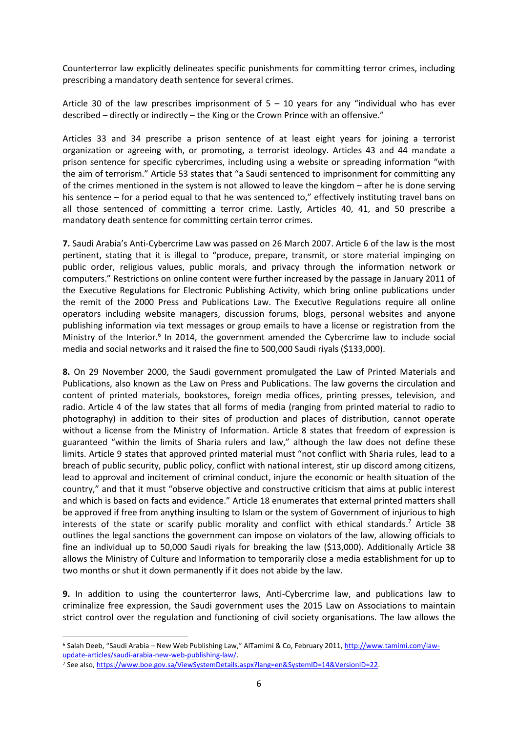Counterterror law explicitly delineates specific punishments for committing terror crimes, including prescribing a mandatory death sentence for several crimes.

Article 30 of the law prescribes imprisonment of 5 – 10 years for any "individual who has ever described – directly or indirectly – the King or the Crown Prince with an offensive."

Articles 33 and 34 prescribe a prison sentence of at least eight years for joining a terrorist organization or agreeing with, or promoting, a terrorist ideology. Articles 43 and 44 mandate a prison sentence for specific cybercrimes, including using a website or spreading information "with the aim of terrorism." Article 53 states that "a Saudi sentenced to imprisonment for committing any of the crimes mentioned in the system is not allowed to leave the kingdom – after he is done serving his sentence – for a period equal to that he was sentenced to," effectively instituting travel bans on all those sentenced of committing a terror crime. Lastly, Articles 40, 41, and 50 prescribe a mandatory death sentence for committing certain terror crimes.

**7.** Saudi Arabia's Anti-Cybercrime Law was passed on 26 March 2007. Article 6 of the law is the most pertinent, stating that it is illegal to "produce, prepare, transmit, or store material impinging on public order, religious values, public morals, and privacy through the information network or computers." Restrictions on online content were further increased by the passage in January 2011 of the Executive Regulations for Electronic Publishing Activity, which bring online publications under the remit of the 2000 Press and Publications Law. The Executive Regulations require all online operators including website managers, discussion forums, blogs, personal websites and anyone publishing information via text messages or group emails to have a license or registration from the Ministry of the Interior.[6] In 2014, the government amended the Cybercrime law to include social media and social networks and it raised the fine to 500,000 Saudi riyals ($133,000).

**8.** On 29 November 2000, the Saudi government promulgated the Law of Printed Materials and Publications, also known as the Law on Press and Publications. The law governs the circulation and content of printed materials, bookstores, foreign media offices, printing presses, television, and radio. Article 4 of the law states that all forms of media (ranging from printed material to radio to photography) in addition to their sites of production and places of distribution, cannot operate without a license from the Ministry of Information. Article 8 states that freedom of expression is guaranteed "within the limits of Sharia rulers and law," although the law does not define these limits. Article 9 states that approved printed material must "not conflict with Sharia rules, lead to a breach of public security, public policy, conflict with national interest, stir up discord among citizens, lead to approval and incitement of criminal conduct, injure the economic or health situation of the country," and that it must "observe objective and constructive criticism that aims at public interest and which is based on facts and evidence." Article 18 enumerates that external printed matters shall be approved if free from anything insulting to Islam or the system of Government of injurious to high interests of the state or scarify public morality and conflict with ethical standards.[7] Article 38 outlines the legal sanctions the government can impose on violators of the law, allowing officials to fine an individual up to 50,000 Saudi riyals for breaking the law ($13,000). Additionally Article 38 allows the Ministry of Culture and Information to temporarily close a media establishment for up to two months or shut it down permanently if it does not abide by the law.

**9.** In addition to using the counterterror laws, Anti-Cybercrime law, and publications law to criminalize free expression, the Saudi government uses the 2015 Law on Associations to maintain strict control over the regulation and functioning of civil society organisations. The law allows the

---

[6] Salah Deeb, "Saudi Arabia – New Web Publishing Law," AlTamimi & Co, February 2011, http://www.tamimi.com/law-update-articles/saudi-arabia-new-web-publishing-law/.

[7] See also, https://www.boe.gov.sa/ViewSystemDetails.aspx?lang=en&SystemID=14&VersionID=22.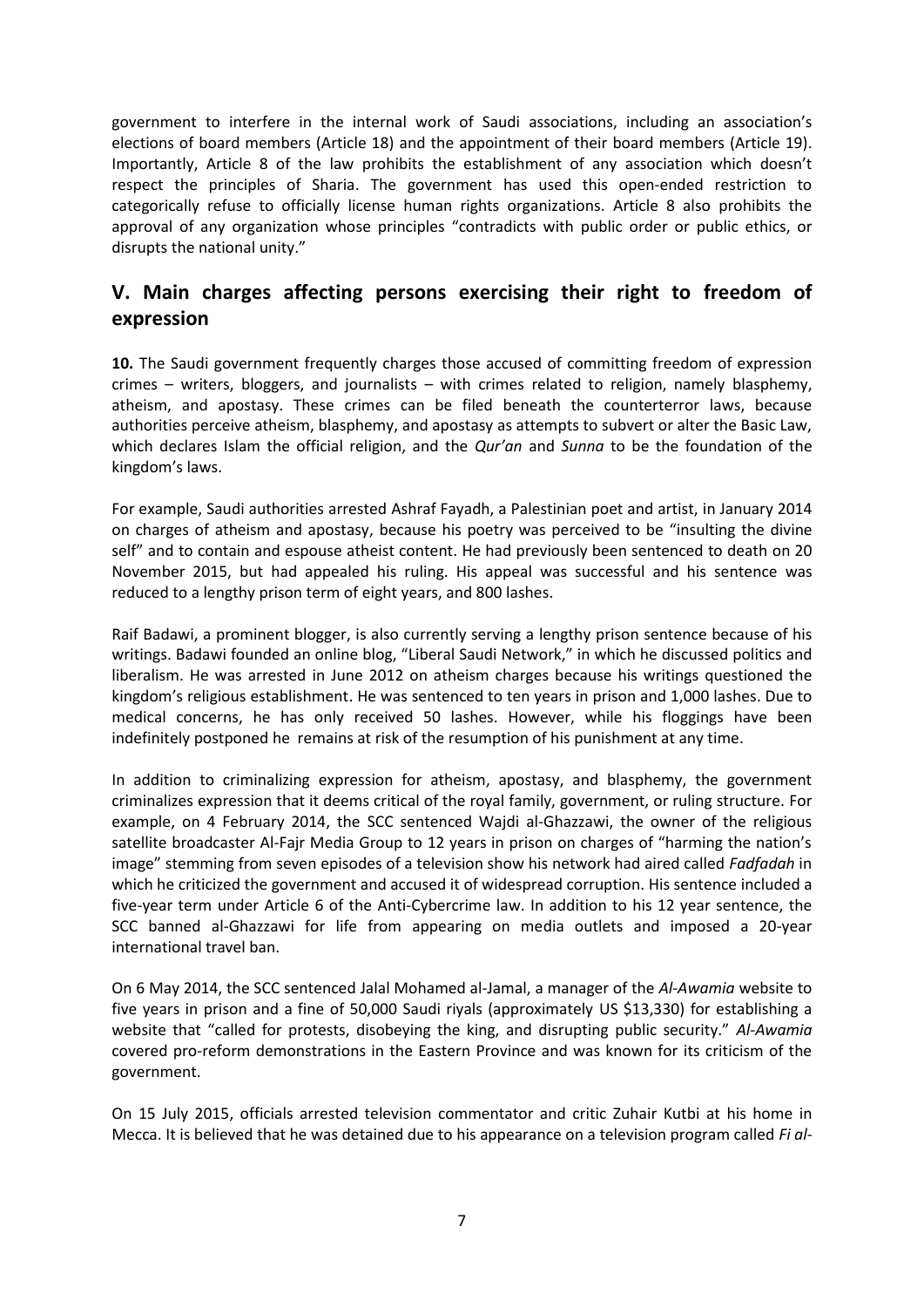government to interfere in the internal work of Saudi associations, including an association's elections of board members (Article 18) and the appointment of their board members (Article 19). Importantly, Article 8 of the law prohibits the establishment of any association which doesn't respect the principles of Sharia. The government has used this open-ended restriction to categorically refuse to officially license human rights organizations. Article 8 also prohibits the approval of any organization whose principles "contradicts with public order or public ethics, or disrupts the national unity."

## V. Main charges affecting persons exercising their right to freedom of expression

**10.** The Saudi government frequently charges those accused of committing freedom of expression crimes – writers, bloggers, and journalists – with crimes related to religion, namely blasphemy, atheism, and apostasy. These crimes can be filed beneath the counterterror laws, because authorities perceive atheism, blasphemy, and apostasy as attempts to subvert or alter the Basic Law, which declares Islam the official religion, and the *Qur'an* and *Sunna* to be the foundation of the kingdom's laws.

For example, Saudi authorities arrested Ashraf Fayadh, a Palestinian poet and artist, in January 2014 on charges of atheism and apostasy, because his poetry was perceived to be "insulting the divine self" and to contain and espouse atheist content. He had previously been sentenced to death on 20 November 2015, but had appealed his ruling. His appeal was successful and his sentence was reduced to a lengthy prison term of eight years, and 800 lashes.

Raif Badawi, a prominent blogger, is also currently serving a lengthy prison sentence because of his writings. Badawi founded an online blog, "Liberal Saudi Network," in which he discussed politics and liberalism. He was arrested in June 2012 on atheism charges because his writings questioned the kingdom's religious establishment. He was sentenced to ten years in prison and 1,000 lashes. Due to medical concerns, he has only received 50 lashes. However, while his floggings have been indefinitely postponed he remains at risk of the resumption of his punishment at any time.

In addition to criminalizing expression for atheism, apostasy, and blasphemy, the government criminalizes expression that it deems critical of the royal family, government, or ruling structure. For example, on 4 February 2014, the SCC sentenced Wajdi al-Ghazzawi, the owner of the religious satellite broadcaster Al-Fajr Media Group to 12 years in prison on charges of "harming the nation's image" stemming from seven episodes of a television show his network had aired called *Fadfadah* in which he criticized the government and accused it of widespread corruption. His sentence included a five-year term under Article 6 of the Anti-Cybercrime law. In addition to his 12 year sentence, the SCC banned al-Ghazzawi for life from appearing on media outlets and imposed a 20-year international travel ban.

On 6 May 2014, the SCC sentenced Jalal Mohamed al-Jamal, a manager of the *Al-Awamia* website to five years in prison and a fine of 50,000 Saudi riyals (approximately US $13,330) for establishing a website that "called for protests, disobeying the king, and disrupting public security." *Al-Awamia* covered pro-reform demonstrations in the Eastern Province and was known for its criticism of the government.

On 15 July 2015, officials arrested television commentator and critic Zuhair Kutbi at his home in Mecca. It is believed that he was detained due to his appearance on a television program called *Fi al-*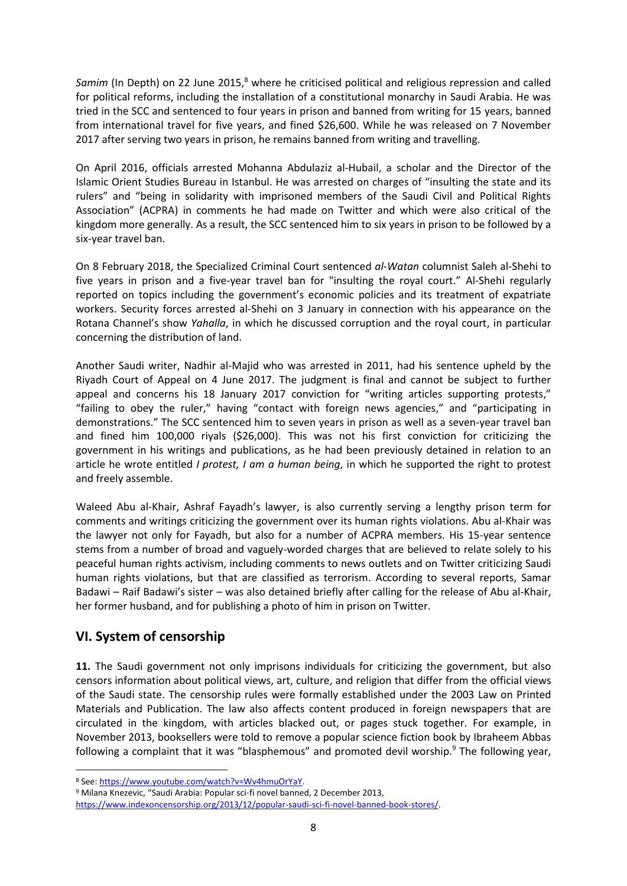*Samim* (In Depth) on 22 June 2015,[8] where he criticised political and religious repression and called for political reforms, including the installation of a constitutional monarchy in Saudi Arabia. He was tried in the SCC and sentenced to four years in prison and banned from writing for 15 years, banned from international travel for five years, and fined $26,600. While he was released on 7 November 2017 after serving two years in prison, he remains banned from writing and travelling.

On April 2016, officials arrested Mohanna Abdulaziz al-Hubail, a scholar and the Director of the Islamic Orient Studies Bureau in Istanbul. He was arrested on charges of "insulting the state and its rulers" and "being in solidarity with imprisoned members of the Saudi Civil and Political Rights Association" (ACPRA) in comments he had made on Twitter and which were also critical of the kingdom more generally. As a result, the SCC sentenced him to six years in prison to be followed by a six-year travel ban.

On 8 February 2018, the Specialized Criminal Court sentenced *al-Watan* columnist Saleh al-Shehi to five years in prison and a five-year travel ban for "insulting the royal court." Al-Shehi regularly reported on topics including the government's economic policies and its treatment of expatriate workers. Security forces arrested al-Shehi on 3 January in connection with his appearance on the Rotana Channel's show *Yahalla*, in which he discussed corruption and the royal court, in particular concerning the distribution of land.

Another Saudi writer, Nadhir al-Majid who was arrested in 2011, had his sentence upheld by the Riyadh Court of Appeal on 4 June 2017. The judgment is final and cannot be subject to further appeal and concerns his 18 January 2017 conviction for "writing articles supporting protests," "failing to obey the ruler," having "contact with foreign news agencies," and "participating in demonstrations." The SCC sentenced him to seven years in prison as well as a seven-year travel ban and fined him 100,000 riyals ($26,000). This was not his first conviction for criticizing the government in his writings and publications, as he had been previously detained in relation to an article he wrote entitled *I protest, I am a human being*, in which he supported the right to protest and freely assemble.

Waleed Abu al-Khair, Ashraf Fayadh's lawyer, is also currently serving a lengthy prison term for comments and writings criticizing the government over its human rights violations. Abu al-Khair was the lawyer not only for Fayadh, but also for a number of ACPRA members. His 15-year sentence stems from a number of broad and vaguely-worded charges that are believed to relate solely to his peaceful human rights activism, including comments to news outlets and on Twitter criticizing Saudi human rights violations, but that are classified as terrorism. According to several reports, Samar Badawi – Raif Badawi's sister – was also detained briefly after calling for the release of Abu al-Khair, her former husband, and for publishing a photo of him in prison on Twitter.

## VI. System of censorship

**11.** The Saudi government not only imprisons individuals for criticizing the government, but also censors information about political views, art, culture, and religion that differ from the official views of the Saudi state. The censorship rules were formally established under the 2003 Law on Printed Materials and Publication. The law also affects content produced in foreign newspapers that are circulated in the kingdom, with articles blacked out, or pages stuck together. For example, in November 2013, booksellers were told to remove a popular science fiction book by Ibraheem Abbas following a complaint that it was "blasphemous" and promoted devil worship.[9] The following year,

---

[8] See: https://www.youtube.com/watch?v=Wv4hmuOrYaY.

[9] Milana Knezevic, "Saudi Arabia: Popular sci-fi novel banned, 2 December 2013, https://www.indexoncensorship.org/2013/12/popular-saudi-sci-fi-novel-banned-book-stores/.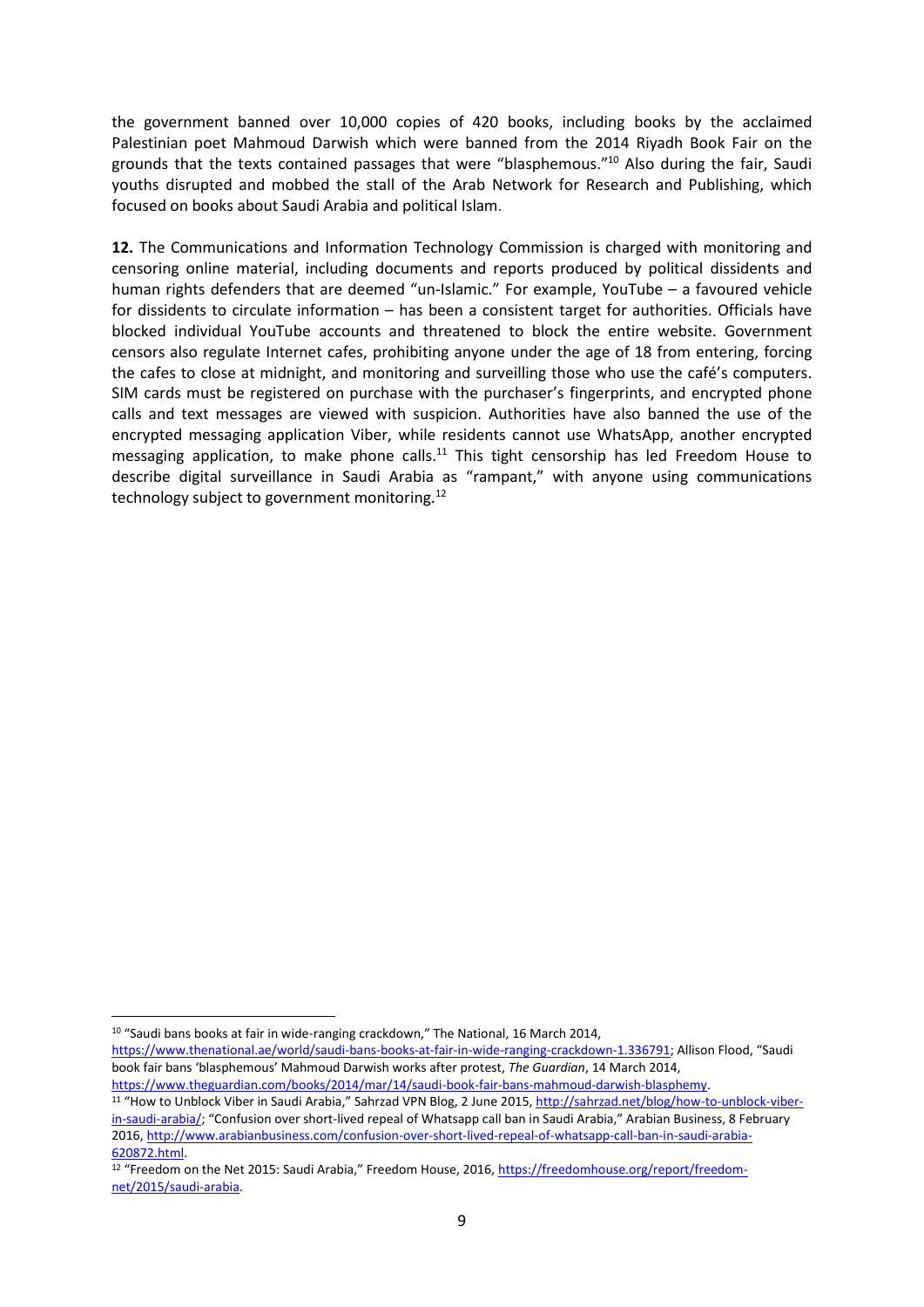the government banned over 10,000 copies of 420 books, including books by the acclaimed Palestinian poet Mahmoud Darwish which were banned from the 2014 Riyadh Book Fair on the grounds that the texts contained passages that were "blasphemous."[10] Also during the fair, Saudi youths disrupted and mobbed the stall of the Arab Network for Research and Publishing, which focused on books about Saudi Arabia and political Islam.

**12.** The Communications and Information Technology Commission is charged with monitoring and censoring online material, including documents and reports produced by political dissidents and human rights defenders that are deemed "un-Islamic." For example, YouTube – a favoured vehicle for dissidents to circulate information – has been a consistent target for authorities. Officials have blocked individual YouTube accounts and threatened to block the entire website. Government censors also regulate Internet cafes, prohibiting anyone under the age of 18 from entering, forcing the cafes to close at midnight, and monitoring and surveilling those who use the café's computers. SIM cards must be registered on purchase with the purchaser's fingerprints, and encrypted phone calls and text messages are viewed with suspicion. Authorities have also banned the use of the encrypted messaging application Viber, while residents cannot use WhatsApp, another encrypted messaging application, to make phone calls.[11] This tight censorship has led Freedom House to describe digital surveillance in Saudi Arabia as "rampant," with anyone using communications technology subject to government monitoring.[12]

---

[10] "Saudi bans books at fair in wide-ranging crackdown," The National, 16 March 2014, https://www.thenational.ae/world/saudi-bans-books-at-fair-in-wide-ranging-crackdown-1.336791; Allison Flood, "Saudi book fair bans 'blasphemous' Mahmoud Darwish works after protest, *The Guardian*, 14 March 2014, https://www.theguardian.com/books/2014/mar/14/saudi-book-fair-bans-mahmoud-darwish-blasphemy.

[11] "How to Unblock Viber in Saudi Arabia," Sahrzad VPN Blog, 2 June 2015, http://sahrzad.net/blog/how-to-unblock-viber-in-saudi-arabia/; "Confusion over short-lived repeal of Whatsapp call ban in Saudi Arabia," Arabian Business, 8 February 2016, http://www.arabianbusiness.com/confusion-over-short-lived-repeal-of-whatsapp-call-ban-in-saudi-arabia-620872.html.

[12] "Freedom on the Net 2015: Saudi Arabia," Freedom House, 2016, https://freedomhouse.org/report/freedom-net/2015/saudi-arabia.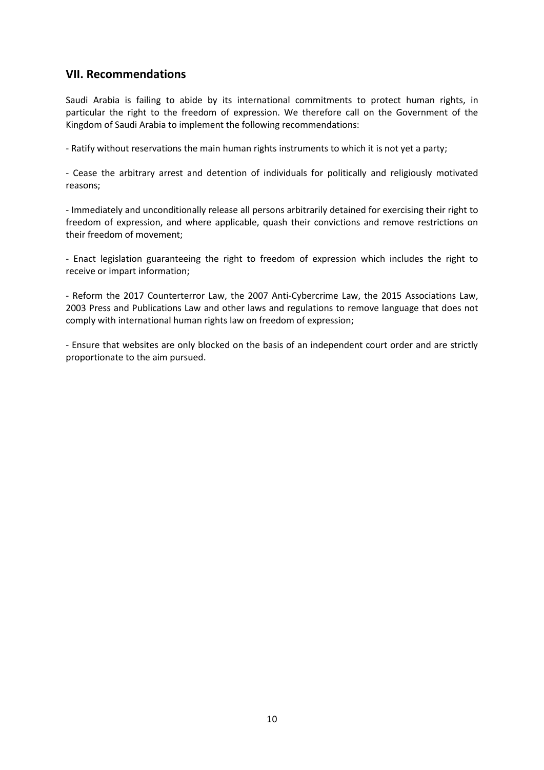## VII. Recommendations

Saudi Arabia is failing to abide by its international commitments to protect human rights, in particular the right to the freedom of expression. We therefore call on the Government of the Kingdom of Saudi Arabia to implement the following recommendations:

- Ratify without reservations the main human rights instruments to which it is not yet a party;

- Cease the arbitrary arrest and detention of individuals for politically and religiously motivated reasons;

- Immediately and unconditionally release all persons arbitrarily detained for exercising their right to freedom of expression, and where applicable, quash their convictions and remove restrictions on their freedom of movement;

- Enact legislation guaranteeing the right to freedom of expression which includes the right to receive or impart information;

- Reform the 2017 Counterterror Law, the 2007 Anti-Cybercrime Law, the 2015 Associations Law, 2003 Press and Publications Law and other laws and regulations to remove language that does not comply with international human rights law on freedom of expression;

- Ensure that websites are only blocked on the basis of an independent court order and are strictly proportionate to the aim pursued.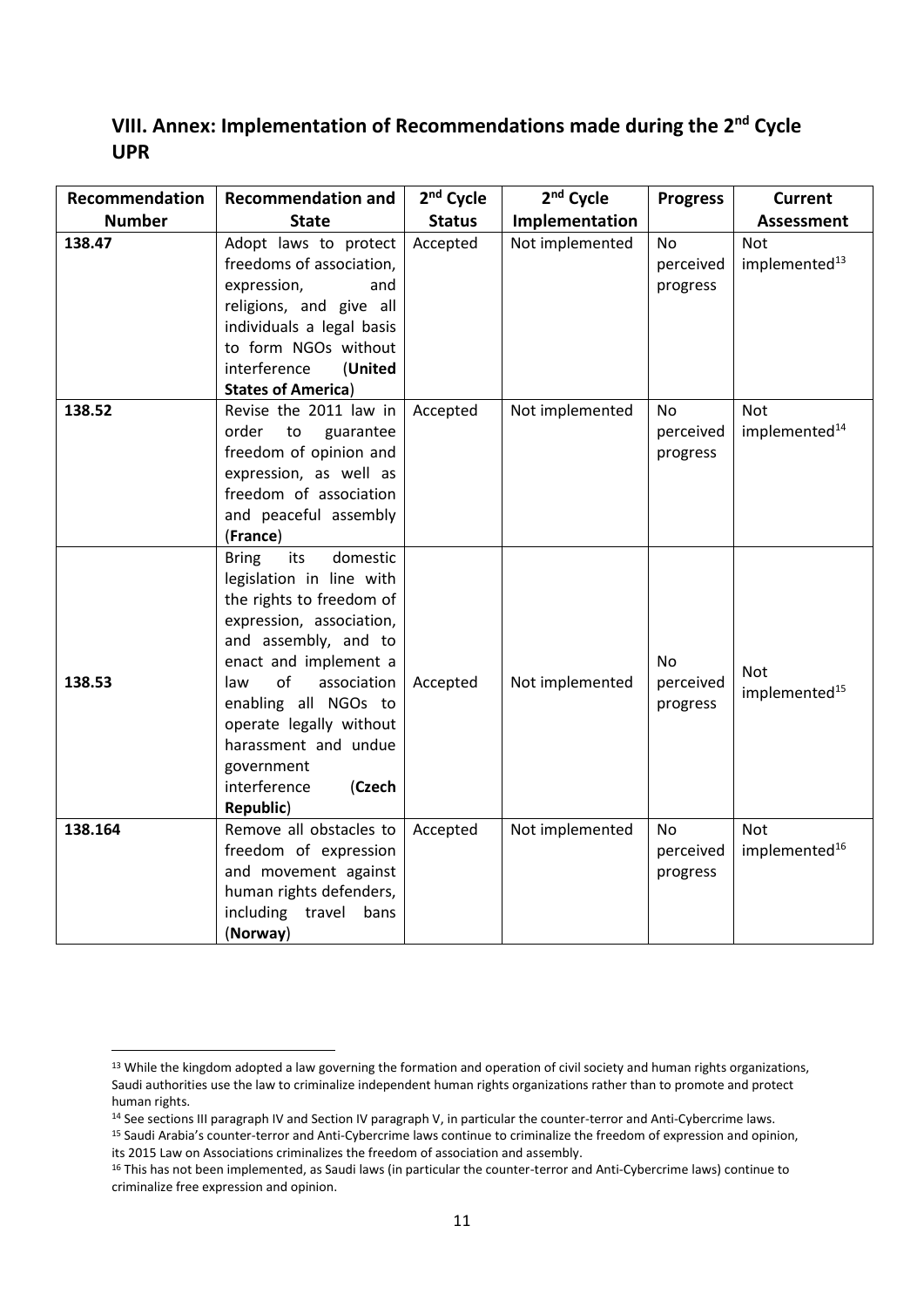## VIII. Annex: Implementation of Recommendations made during the 2nd Cycle UPR

| Recommendation Number | Recommendation and State | 2nd Cycle Status | 2nd Cycle Implementation | Progress | Current Assessment |
|---|---|---|---|---|---|
| **138.47** | Adopt laws to protect freedoms of association, expression, and religions, and give all individuals a legal basis to form NGOs without interference (**United States of America**) | Accepted | Not implemented | No perceived progress | Not implemented[13] |
| **138.52** | Revise the 2011 law in order to guarantee freedom of opinion and expression, as well as freedom of association and peaceful assembly (**France**) | Accepted | Not implemented | No perceived progress | Not implemented[14] |
| **138.53** | Bring its domestic legislation in line with the rights to freedom of expression, association, and assembly, and to enact and implement a law of association enabling all NGOs to operate legally without harassment and undue government interference (**Czech Republic**) | Accepted | Not implemented | No perceived progress | Not implemented[15] |
| **138.164** | Remove all obstacles to freedom of expression and movement against human rights defenders, including travel bans (**Norway**) | Accepted | Not implemented | No perceived progress | Not implemented[16] |

[13] While the kingdom adopted a law governing the formation and operation of civil society and human rights organizations, Saudi authorities use the law to criminalize independent human rights organizations rather than to promote and protect human rights.

[14] See sections III paragraph IV and Section IV paragraph V, in particular the counter-terror and Anti-Cybercrime laws.

[15] Saudi Arabia's counter-terror and Anti-Cybercrime laws continue to criminalize the freedom of expression and opinion, its 2015 Law on Associations criminalizes the freedom of association and assembly.

[16] This has not been implemented, as Saudi laws (in particular the counter-terror and Anti-Cybercrime laws) continue to criminalize free expression and opinion.